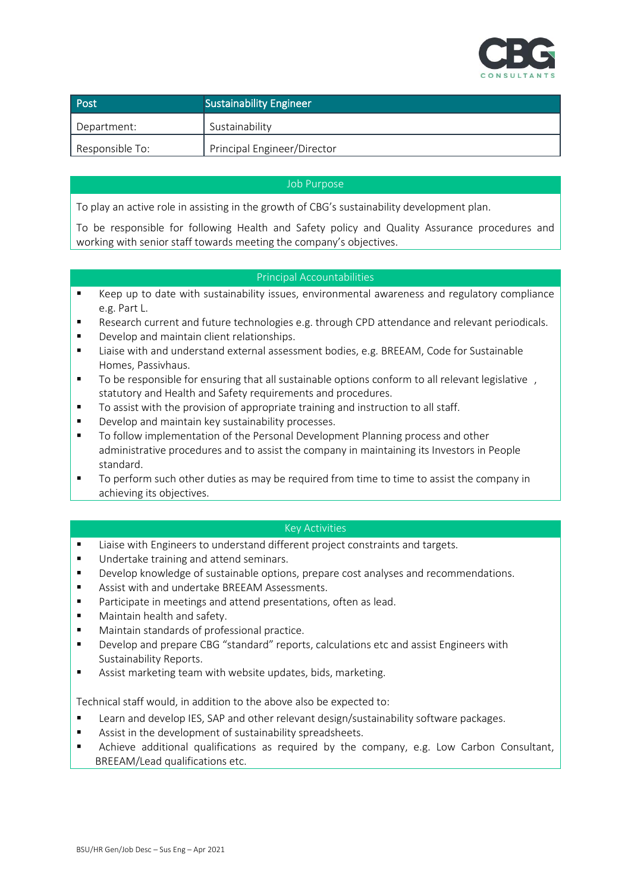CBG CONSULTANTS

| Post | Sustainability Engineer |
| --- | --- |
| Department: | Sustainability |
| Responsible To: | Principal Engineer/Director |

## Job Purpose

To play an active role in assisting in the growth of CBG's sustainability development plan.

To be responsible for following Health and Safety policy and Quality Assurance procedures and working with senior staff towards meeting the company's objectives.

## Principal Accountabilities

- Keep up to date with sustainability issues, environmental awareness and regulatory compliance e.g. Part L.
- Research current and future technologies e.g. through CPD attendance and relevant periodicals.
- Develop and maintain client relationships.
- Liaise with and understand external assessment bodies, e.g. BREEAM, Code for Sustainable Homes, Passivhaus.
- To be responsible for ensuring that all sustainable options conform to all relevant legislative , statutory and Health and Safety requirements and procedures.
- To assist with the provision of appropriate training and instruction to all staff.
- Develop and maintain key sustainability processes.
- To follow implementation of the Personal Development Planning process and other administrative procedures and to assist the company in maintaining its Investors in People standard.
- To perform such other duties as may be required from time to time to assist the company in achieving its objectives.

## Key Activities

- Liaise with Engineers to understand different project constraints and targets.
- Undertake training and attend seminars.
- Develop knowledge of sustainable options, prepare cost analyses and recommendations.
- Assist with and undertake BREEAM Assessments.
- Participate in meetings and attend presentations, often as lead.
- Maintain health and safety.
- Maintain standards of professional practice.
- Develop and prepare CBG "standard" reports, calculations etc and assist Engineers with Sustainability Reports.
- Assist marketing team with website updates, bids, marketing.

Technical staff would, in addition to the above also be expected to:

- Learn and develop IES, SAP and other relevant design/sustainability software packages.
- Assist in the development of sustainability spreadsheets.
- Achieve additional qualifications as required by the company, e.g. Low Carbon Consultant, BREEAM/Lead qualifications etc.

BSU/HR Gen/Job Desc – Sus Eng – Apr 2021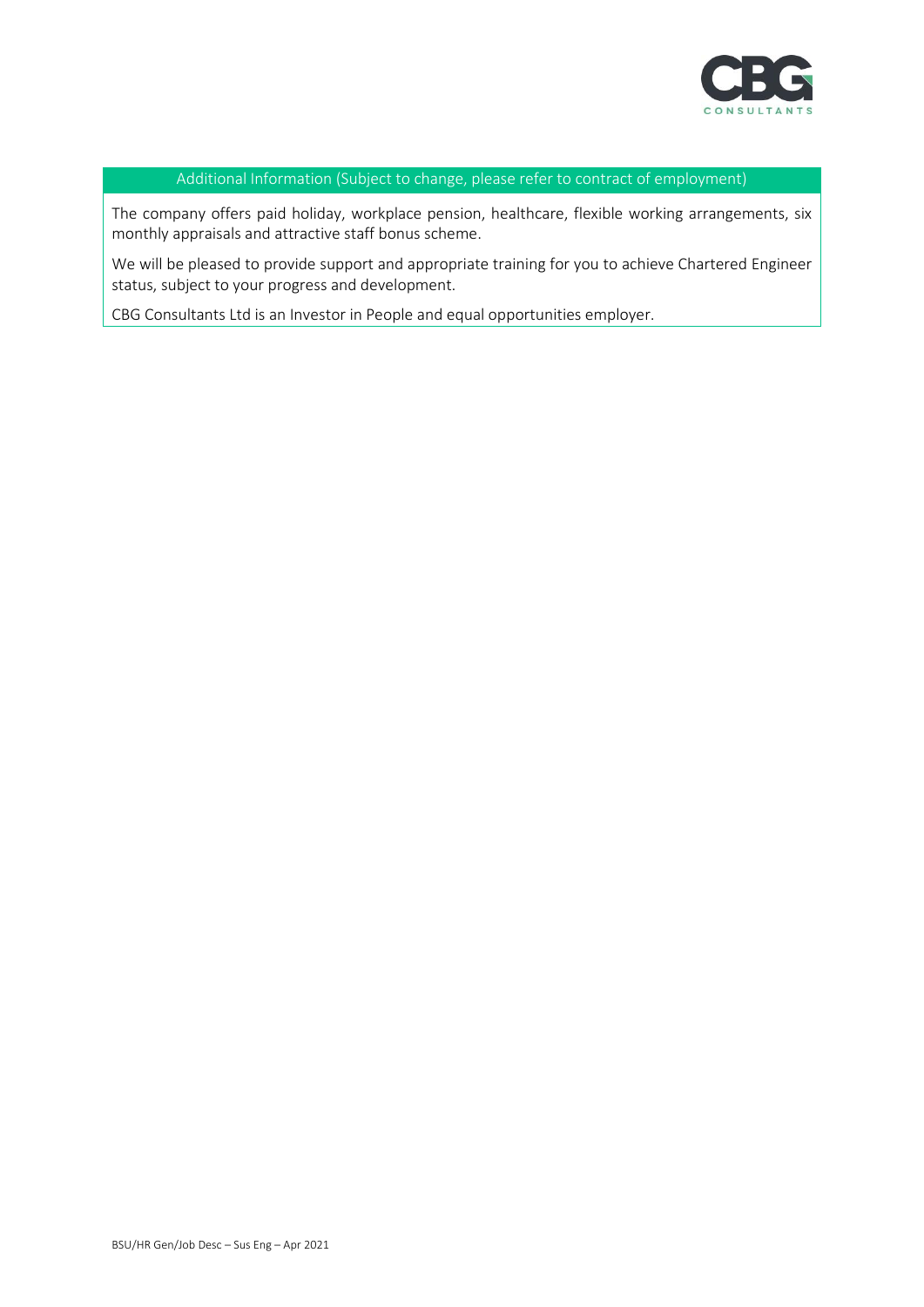## Additional Information (Subject to change, please refer to contract of employment)

The company offers paid holiday, workplace pension, healthcare, flexible working arrangements, six monthly appraisals and attractive staff bonus scheme.

We will be pleased to provide support and appropriate training for you to achieve Chartered Engineer status, subject to your progress and development.

CBG Consultants Ltd is an Investor in People and equal opportunities employer.